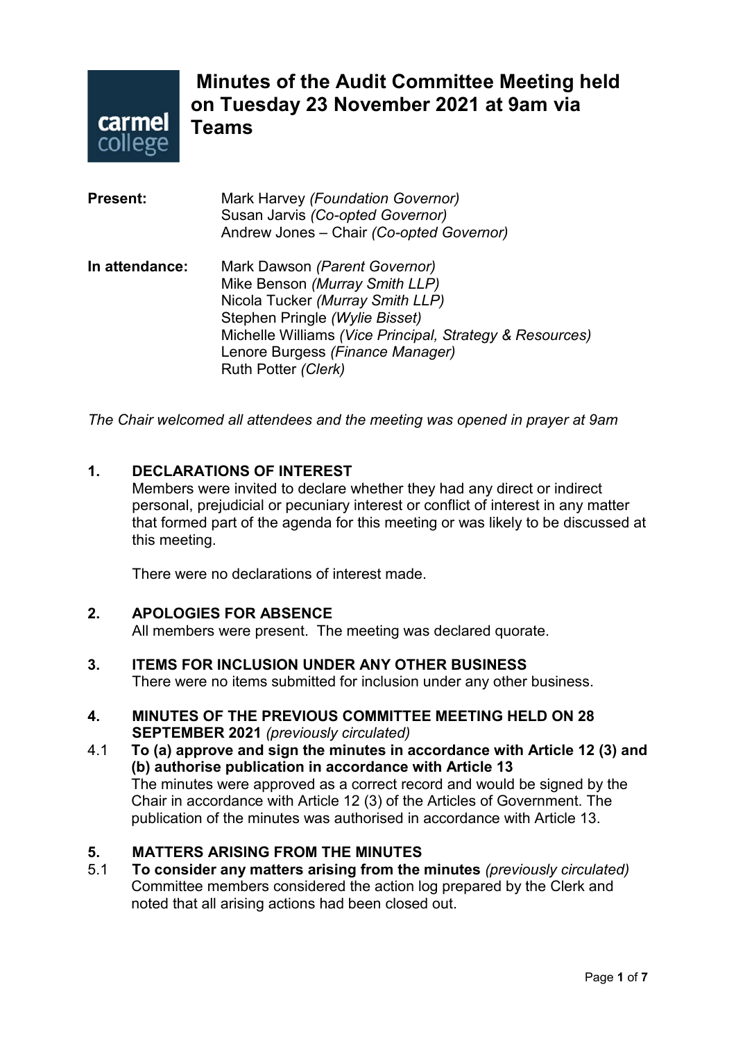# Minutes of the Audit Committee Meeting held on Tuesday 23 November 2021 at 9am via Teams

**Present:**
Mark Harvey *(Foundation Governor)*
Susan Jarvis *(Co-opted Governor)*
Andrew Jones – Chair *(Co-opted Governor)*

**In attendance:**
Mark Dawson *(Parent Governor)*
Mike Benson *(Murray Smith LLP)*
Nicola Tucker *(Murray Smith LLP)*
Stephen Pringle *(Wylie Bisset)*
Michelle Williams *(Vice Principal, Strategy & Resources)*
Lenore Burgess *(Finance Manager)*
Ruth Potter *(Clerk)*

*The Chair welcomed all attendees and the meeting was opened in prayer at 9am*

## 1. DECLARATIONS OF INTEREST

Members were invited to declare whether they had any direct or indirect personal, prejudicial or pecuniary interest or conflict of interest in any matter that formed part of the agenda for this meeting or was likely to be discussed at this meeting.

There were no declarations of interest made.

## 2. APOLOGIES FOR ABSENCE

All members were present. The meeting was declared quorate.

## 3. ITEMS FOR INCLUSION UNDER ANY OTHER BUSINESS

There were no items submitted for inclusion under any other business.

## 4. MINUTES OF THE PREVIOUS COMMITTEE MEETING HELD ON 28 SEPTEMBER 2021 *(previously circulated)*

4.1 **To (a) approve and sign the minutes in accordance with Article 12 (3) and (b) authorise publication in accordance with Article 13**

The minutes were approved as a correct record and would be signed by the Chair in accordance with Article 12 (3) of the Articles of Government. The publication of the minutes was authorised in accordance with Article 13.

## 5. MATTERS ARISING FROM THE MINUTES

5.1 **To consider any matters arising from the minutes** *(previously circulated)*

Committee members considered the action log prepared by the Clerk and noted that all arising actions had been closed out.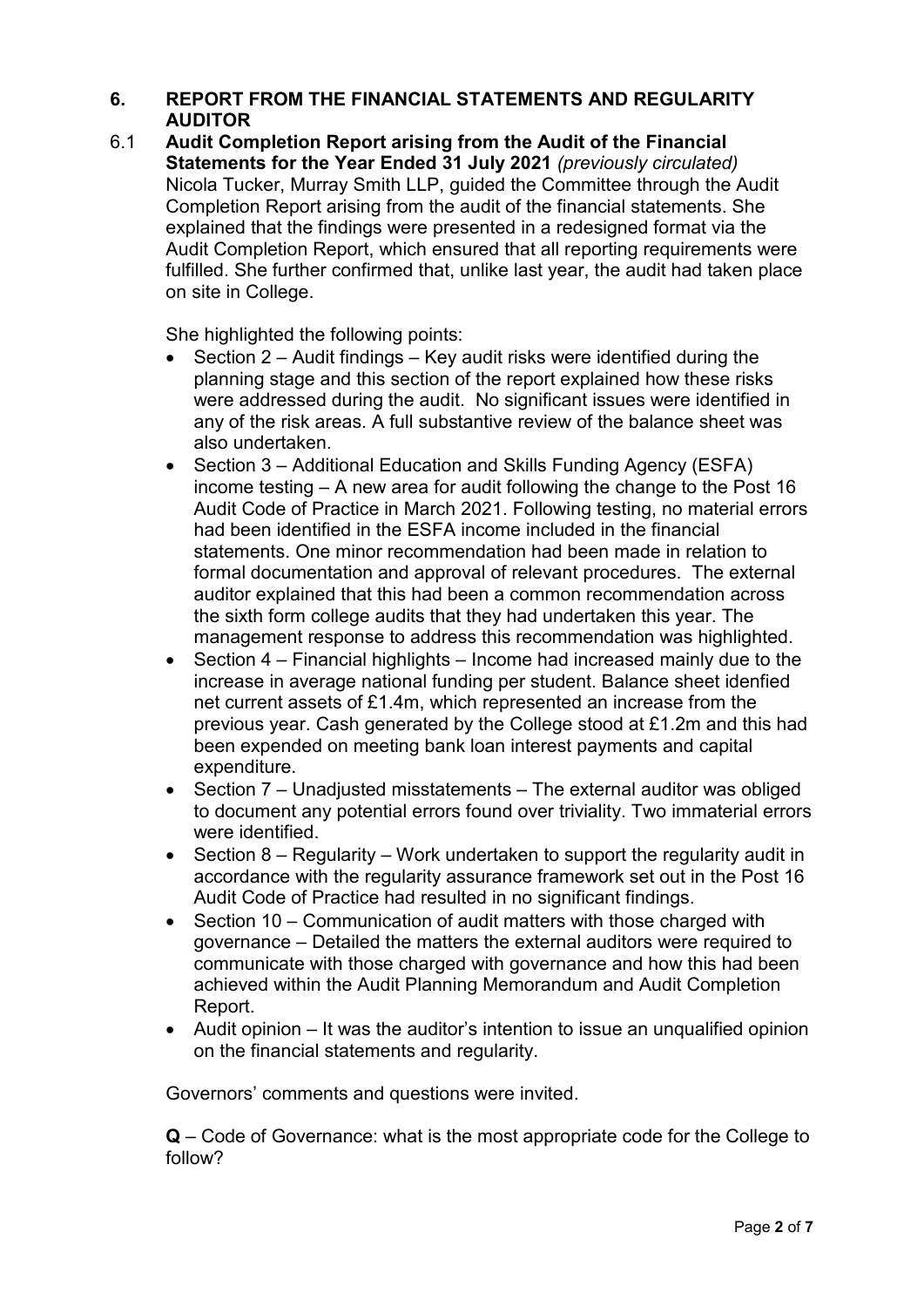## 6. REPORT FROM THE FINANCIAL STATEMENTS AND REGULARITY AUDITOR

**6.1 Audit Completion Report arising from the Audit of the Financial Statements for the Year Ended 31 July 2021** *(previously circulated)*

Nicola Tucker, Murray Smith LLP, guided the Committee through the Audit Completion Report arising from the audit of the financial statements. She explained that the findings were presented in a redesigned format via the Audit Completion Report, which ensured that all reporting requirements were fulfilled. She further confirmed that, unlike last year, the audit had taken place on site in College.

She highlighted the following points:

- Section 2 – Audit findings – Key audit risks were identified during the planning stage and this section of the report explained how these risks were addressed during the audit. No significant issues were identified in any of the risk areas. A full substantive review of the balance sheet was also undertaken.
- Section 3 – Additional Education and Skills Funding Agency (ESFA) income testing – A new area for audit following the change to the Post 16 Audit Code of Practice in March 2021. Following testing, no material errors had been identified in the ESFA income included in the financial statements. One minor recommendation had been made in relation to formal documentation and approval of relevant procedures. The external auditor explained that this had been a common recommendation across the sixth form college audits that they had undertaken this year. The management response to address this recommendation was highlighted.
- Section 4 – Financial highlights – Income had increased mainly due to the increase in average national funding per student. Balance sheet idenfied net current assets of £1.4m, which represented an increase from the previous year. Cash generated by the College stood at £1.2m and this had been expended on meeting bank loan interest payments and capital expenditure.
- Section 7 – Unadjusted misstatements – The external auditor was obliged to document any potential errors found over triviality. Two immaterial errors were identified.
- Section 8 – Regularity – Work undertaken to support the regularity audit in accordance with the regularity assurance framework set out in the Post 16 Audit Code of Practice had resulted in no significant findings.
- Section 10 – Communication of audit matters with those charged with governance – Detailed the matters the external auditors were required to communicate with those charged with governance and how this had been achieved within the Audit Planning Memorandum and Audit Completion Report.
- Audit opinion – It was the auditor's intention to issue an unqualified opinion on the financial statements and regularity.

Governors' comments and questions were invited.

**Q** – Code of Governance: what is the most appropriate code for the College to follow?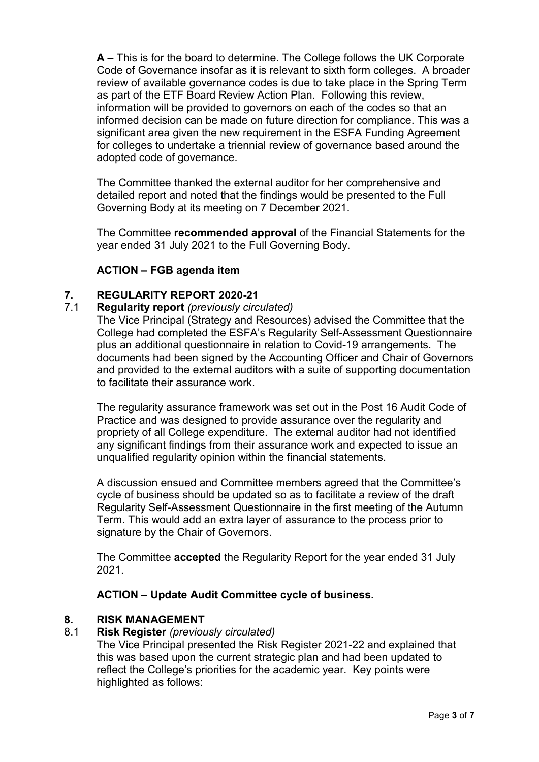**A** – This is for the board to determine. The College follows the UK Corporate Code of Governance insofar as it is relevant to sixth form colleges. A broader review of available governance codes is due to take place in the Spring Term as part of the ETF Board Review Action Plan. Following this review, information will be provided to governors on each of the codes so that an informed decision can be made on future direction for compliance. This was a significant area given the new requirement in the ESFA Funding Agreement for colleges to undertake a triennial review of governance based around the adopted code of governance.

The Committee thanked the external auditor for her comprehensive and detailed report and noted that the findings would be presented to the Full Governing Body at its meeting on 7 December 2021.

The Committee **recommended approval** of the Financial Statements for the year ended 31 July 2021 to the Full Governing Body.

**ACTION – FGB agenda item**

## 7. REGULARITY REPORT 2020-21

7.1 **Regularity report** *(previously circulated)*

The Vice Principal (Strategy and Resources) advised the Committee that the College had completed the ESFA's Regularity Self-Assessment Questionnaire plus an additional questionnaire in relation to Covid-19 arrangements. The documents had been signed by the Accounting Officer and Chair of Governors and provided to the external auditors with a suite of supporting documentation to facilitate their assurance work.

The regularity assurance framework was set out in the Post 16 Audit Code of Practice and was designed to provide assurance over the regularity and propriety of all College expenditure. The external auditor had not identified any significant findings from their assurance work and expected to issue an unqualified regularity opinion within the financial statements.

A discussion ensued and Committee members agreed that the Committee's cycle of business should be updated so as to facilitate a review of the draft Regularity Self-Assessment Questionnaire in the first meeting of the Autumn Term. This would add an extra layer of assurance to the process prior to signature by the Chair of Governors.

The Committee **accepted** the Regularity Report for the year ended 31 July 2021.

**ACTION – Update Audit Committee cycle of business.**

## 8. RISK MANAGEMENT

8.1 **Risk Register** *(previously circulated)*

The Vice Principal presented the Risk Register 2021-22 and explained that this was based upon the current strategic plan and had been updated to reflect the College's priorities for the academic year. Key points were highlighted as follows: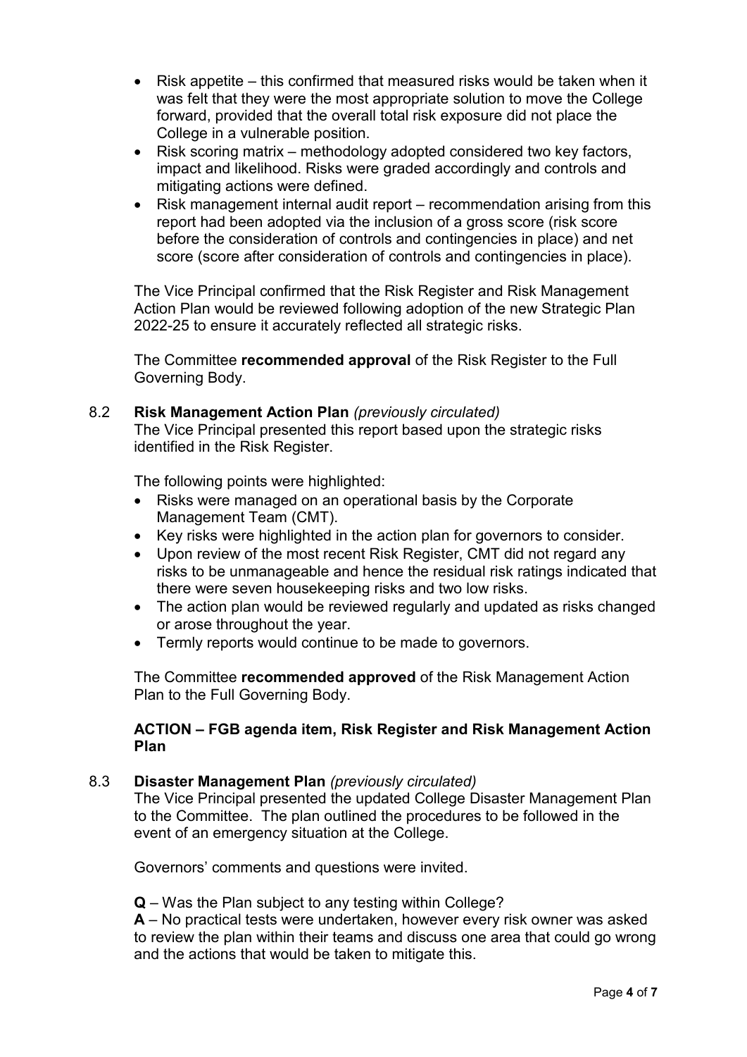- Risk appetite – this confirmed that measured risks would be taken when it was felt that they were the most appropriate solution to move the College forward, provided that the overall total risk exposure did not place the College in a vulnerable position.
- Risk scoring matrix – methodology adopted considered two key factors, impact and likelihood. Risks were graded accordingly and controls and mitigating actions were defined.
- Risk management internal audit report – recommendation arising from this report had been adopted via the inclusion of a gross score (risk score before the consideration of controls and contingencies in place) and net score (score after consideration of controls and contingencies in place).

The Vice Principal confirmed that the Risk Register and Risk Management Action Plan would be reviewed following adoption of the new Strategic Plan 2022-25 to ensure it accurately reflected all strategic risks.

The Committee **recommended approval** of the Risk Register to the Full Governing Body.

8.2 **Risk Management Action Plan** *(previously circulated)*

The Vice Principal presented this report based upon the strategic risks identified in the Risk Register.

The following points were highlighted:

- Risks were managed on an operational basis by the Corporate Management Team (CMT).
- Key risks were highlighted in the action plan for governors to consider.
- Upon review of the most recent Risk Register, CMT did not regard any risks to be unmanageable and hence the residual risk ratings indicated that there were seven housekeeping risks and two low risks.
- The action plan would be reviewed regularly and updated as risks changed or arose throughout the year.
- Termly reports would continue to be made to governors.

The Committee **recommended approved** of the Risk Management Action Plan to the Full Governing Body.

**ACTION – FGB agenda item, Risk Register and Risk Management Action Plan**

8.3 **Disaster Management Plan** *(previously circulated)*

The Vice Principal presented the updated College Disaster Management Plan to the Committee. The plan outlined the procedures to be followed in the event of an emergency situation at the College.

Governors' comments and questions were invited.

**Q** – Was the Plan subject to any testing within College?
**A** – No practical tests were undertaken, however every risk owner was asked to review the plan within their teams and discuss one area that could go wrong and the actions that would be taken to mitigate this.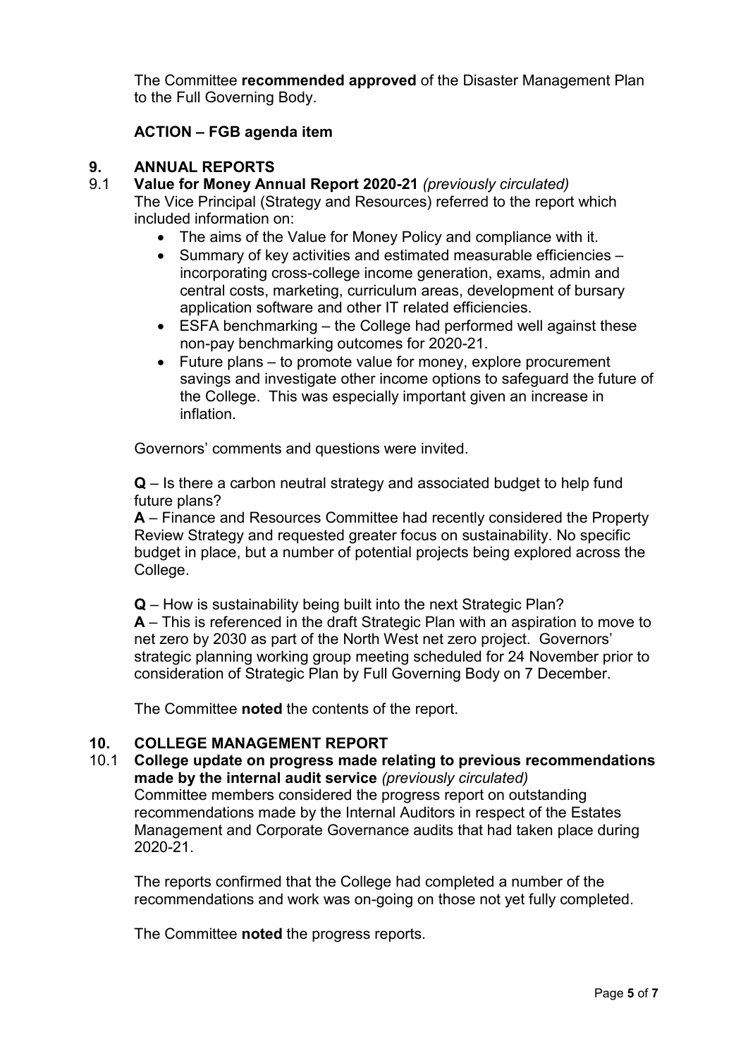The Committee **recommended approved** of the Disaster Management Plan to the Full Governing Body.

**ACTION – FGB agenda item**

## 9. ANNUAL REPORTS

### 9.1 Value for Money Annual Report 2020-21 *(previously circulated)*

The Vice Principal (Strategy and Resources) referred to the report which included information on:

- The aims of the Value for Money Policy and compliance with it.
- Summary of key activities and estimated measurable efficiencies – incorporating cross-college income generation, exams, admin and central costs, marketing, curriculum areas, development of bursary application software and other IT related efficiencies.
- ESFA benchmarking – the College had performed well against these non-pay benchmarking outcomes for 2020-21.
- Future plans – to promote value for money, explore procurement savings and investigate other income options to safeguard the future of the College. This was especially important given an increase in inflation.

Governors' comments and questions were invited.

**Q** – Is there a carbon neutral strategy and associated budget to help fund future plans?
**A** – Finance and Resources Committee had recently considered the Property Review Strategy and requested greater focus on sustainability. No specific budget in place, but a number of potential projects being explored across the College.

**Q** – How is sustainability being built into the next Strategic Plan?
**A** – This is referenced in the draft Strategic Plan with an aspiration to move to net zero by 2030 as part of the North West net zero project. Governors' strategic planning working group meeting scheduled for 24 November prior to consideration of Strategic Plan by Full Governing Body on 7 December.

The Committee **noted** the contents of the report.

## 10. COLLEGE MANAGEMENT REPORT

### 10.1 College update on progress made relating to previous recommendations made by the internal audit service *(previously circulated)*

Committee members considered the progress report on outstanding recommendations made by the Internal Auditors in respect of the Estates Management and Corporate Governance audits that had taken place during 2020-21.

The reports confirmed that the College had completed a number of the recommendations and work was on-going on those not yet fully completed.

The Committee **noted** the progress reports.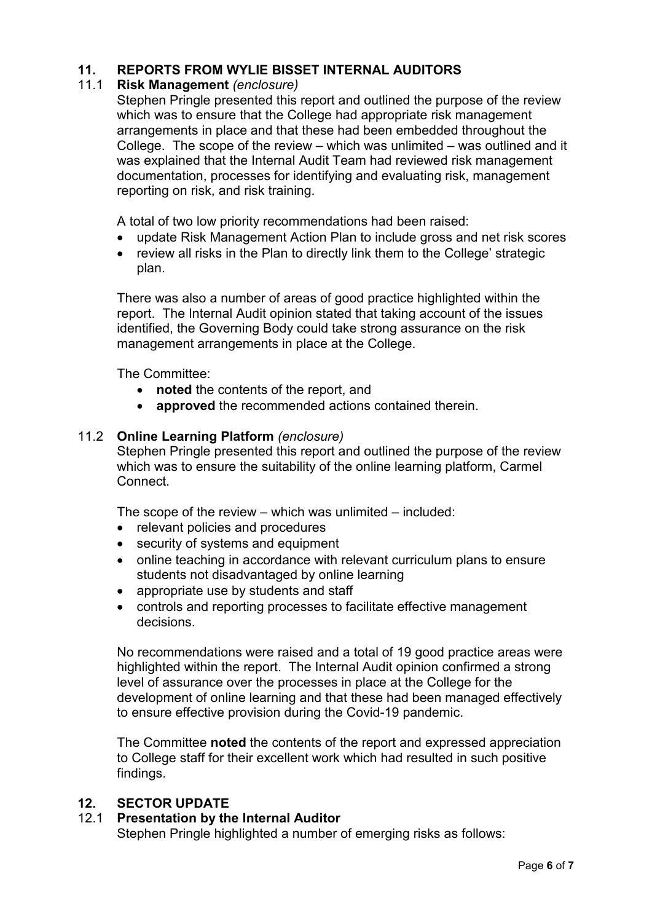## 11. REPORTS FROM WYLIE BISSET INTERNAL AUDITORS

### 11.1 Risk Management *(enclosure)*

Stephen Pringle presented this report and outlined the purpose of the review which was to ensure that the College had appropriate risk management arrangements in place and that these had been embedded throughout the College. The scope of the review – which was unlimited – was outlined and it was explained that the Internal Audit Team had reviewed risk management documentation, processes for identifying and evaluating risk, management reporting on risk, and risk training.

A total of two low priority recommendations had been raised:

- update Risk Management Action Plan to include gross and net risk scores
- review all risks in the Plan to directly link them to the College' strategic plan.

There was also a number of areas of good practice highlighted within the report. The Internal Audit opinion stated that taking account of the issues identified, the Governing Body could take strong assurance on the risk management arrangements in place at the College.

The Committee:

- **noted** the contents of the report, and
- **approved** the recommended actions contained therein.

### 11.2 Online Learning Platform *(enclosure)*

Stephen Pringle presented this report and outlined the purpose of the review which was to ensure the suitability of the online learning platform, Carmel Connect.

The scope of the review – which was unlimited – included:

- relevant policies and procedures
- security of systems and equipment
- online teaching in accordance with relevant curriculum plans to ensure students not disadvantaged by online learning
- appropriate use by students and staff
- controls and reporting processes to facilitate effective management decisions.

No recommendations were raised and a total of 19 good practice areas were highlighted within the report. The Internal Audit opinion confirmed a strong level of assurance over the processes in place at the College for the development of online learning and that these had been managed effectively to ensure effective provision during the Covid-19 pandemic.

The Committee **noted** the contents of the report and expressed appreciation to College staff for their excellent work which had resulted in such positive findings.

## 12. SECTOR UPDATE

### 12.1 Presentation by the Internal Auditor

Stephen Pringle highlighted a number of emerging risks as follows: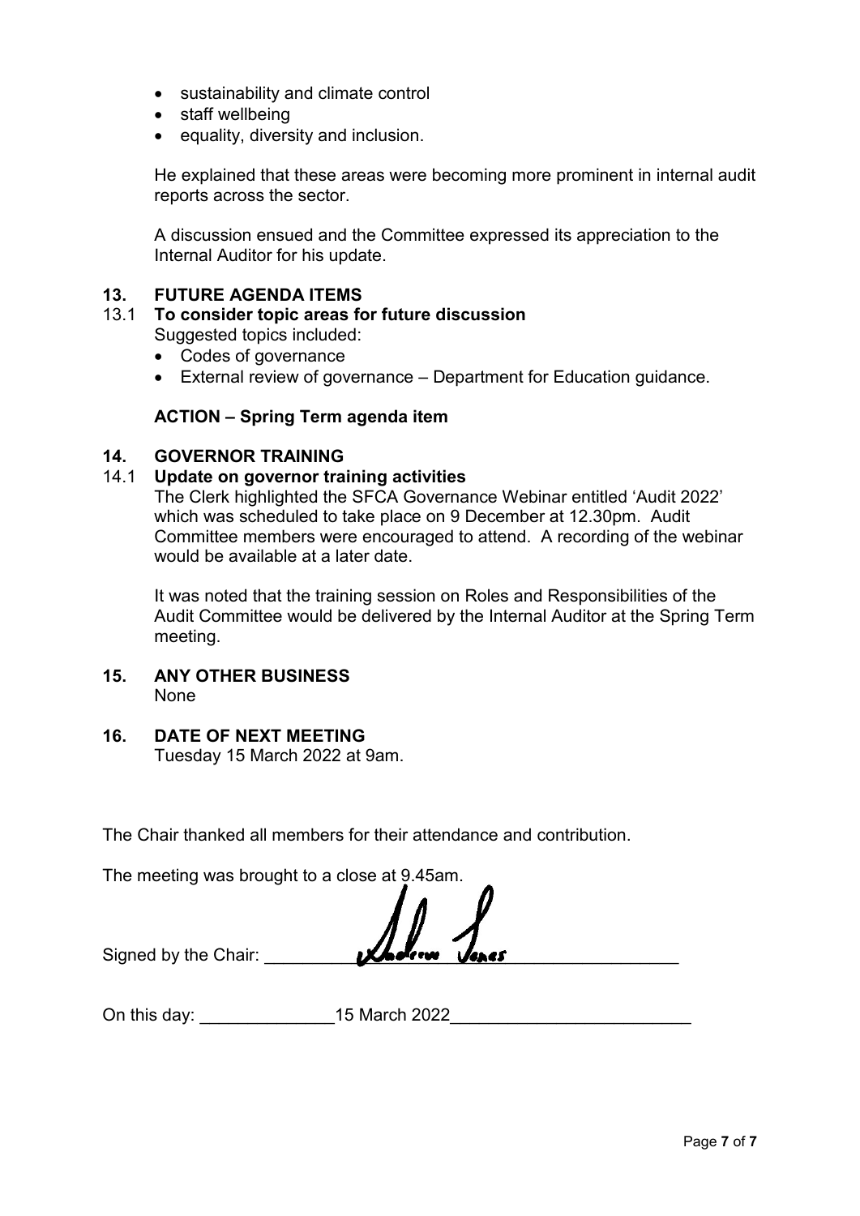- sustainability and climate control
- staff wellbeing
- equality, diversity and inclusion.

He explained that these areas were becoming more prominent in internal audit reports across the sector.

A discussion ensued and the Committee expressed its appreciation to the Internal Auditor for his update.

## 13. FUTURE AGENDA ITEMS

### 13.1 To consider topic areas for future discussion

Suggested topics included:

- Codes of governance
- External review of governance – Department for Education guidance.

**ACTION – Spring Term agenda item**

## 14. GOVERNOR TRAINING

### 14.1 Update on governor training activities

The Clerk highlighted the SFCA Governance Webinar entitled 'Audit 2022' which was scheduled to take place on 9 December at 12.30pm. Audit Committee members were encouraged to attend. A recording of the webinar would be available at a later date.

It was noted that the training session on Roles and Responsibilities of the Audit Committee would be delivered by the Internal Auditor at the Spring Term meeting.

## 15. ANY OTHER BUSINESS

None

## 16. DATE OF NEXT MEETING

Tuesday 15 March 2022 at 9am.

The Chair thanked all members for their attendance and contribution.

The meeting was brought to a close at 9.45am.

Signed by the Chair: Andrew Jones

On this day: 15 March 2022